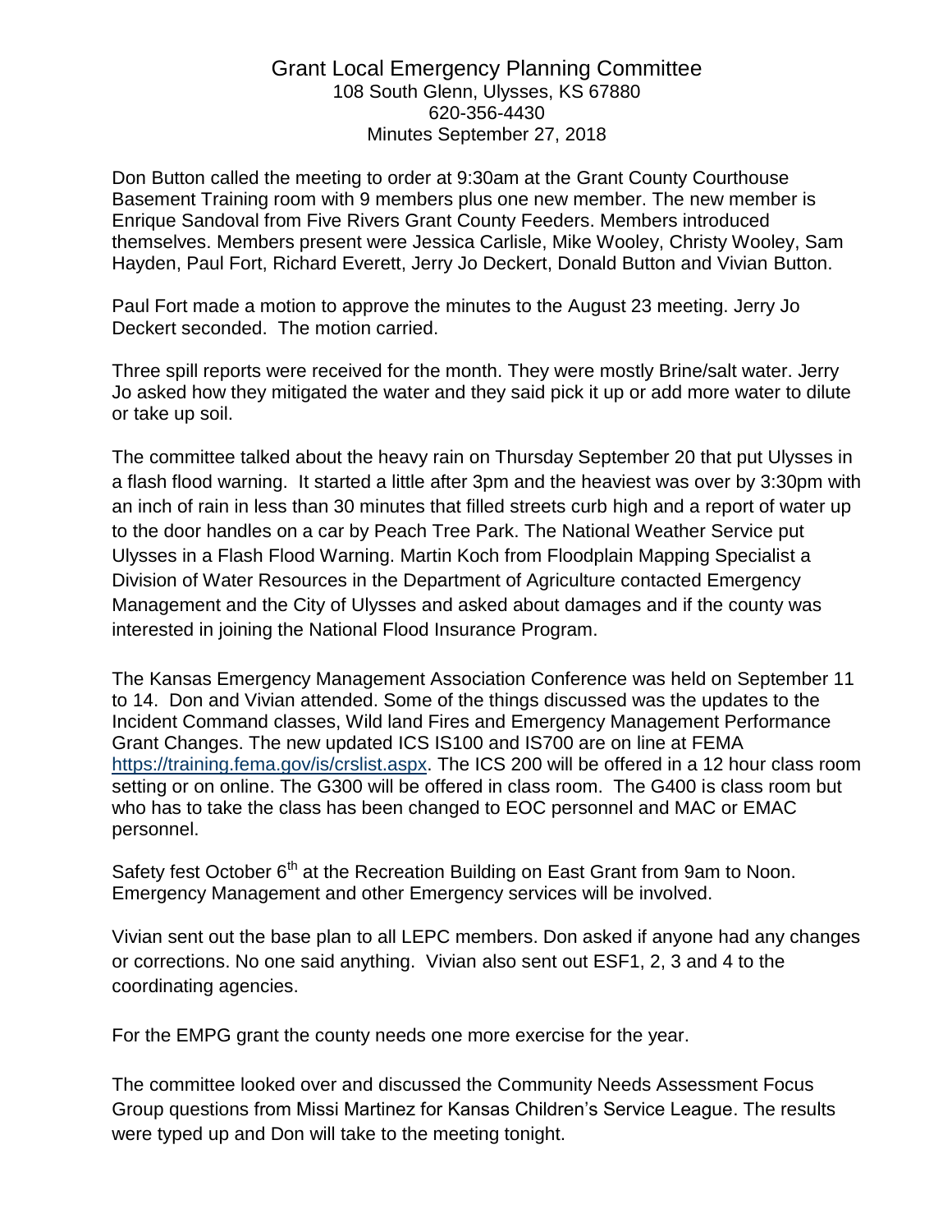# Grant Local Emergency Planning Committee

108 South Glenn, Ulysses, KS 67880
620-356-4430
Minutes September 27, 2018

Don Button called the meeting to order at 9:30am at the Grant County Courthouse Basement Training room with 9 members plus one new member. The new member is Enrique Sandoval from Five Rivers Grant County Feeders. Members introduced themselves. Members present were Jessica Carlisle, Mike Wooley, Christy Wooley, Sam Hayden, Paul Fort, Richard Everett, Jerry Jo Deckert, Donald Button and Vivian Button.

Paul Fort made a motion to approve the minutes to the August 23 meeting. Jerry Jo Deckert seconded. The motion carried.

Three spill reports were received for the month. They were mostly Brine/salt water. Jerry Jo asked how they mitigated the water and they said pick it up or add more water to dilute or take up soil.

The committee talked about the heavy rain on Thursday September 20 that put Ulysses in a flash flood warning. It started a little after 3pm and the heaviest was over by 3:30pm with an inch of rain in less than 30 minutes that filled streets curb high and a report of water up to the door handles on a car by Peach Tree Park. The National Weather Service put Ulysses in a Flash Flood Warning. Martin Koch from Floodplain Mapping Specialist a Division of Water Resources in the Department of Agriculture contacted Emergency Management and the City of Ulysses and asked about damages and if the county was interested in joining the National Flood Insurance Program.

The Kansas Emergency Management Association Conference was held on September 11 to 14. Don and Vivian attended. Some of the things discussed was the updates to the Incident Command classes, Wild land Fires and Emergency Management Performance Grant Changes. The new updated ICS IS100 and IS700 are on line at FEMA https://training.fema.gov/is/crslist.aspx. The ICS 200 will be offered in a 12 hour class room setting or on online. The G300 will be offered in class room. The G400 is class room but who has to take the class has been changed to EOC personnel and MAC or EMAC personnel.

Safety fest October 6th at the Recreation Building on East Grant from 9am to Noon. Emergency Management and other Emergency services will be involved.

Vivian sent out the base plan to all LEPC members. Don asked if anyone had any changes or corrections. No one said anything. Vivian also sent out ESF1, 2, 3 and 4 to the coordinating agencies.

For the EMPG grant the county needs one more exercise for the year.

The committee looked over and discussed the Community Needs Assessment Focus Group questions from Missi Martinez for Kansas Children's Service League. The results were typed up and Don will take to the meeting tonight.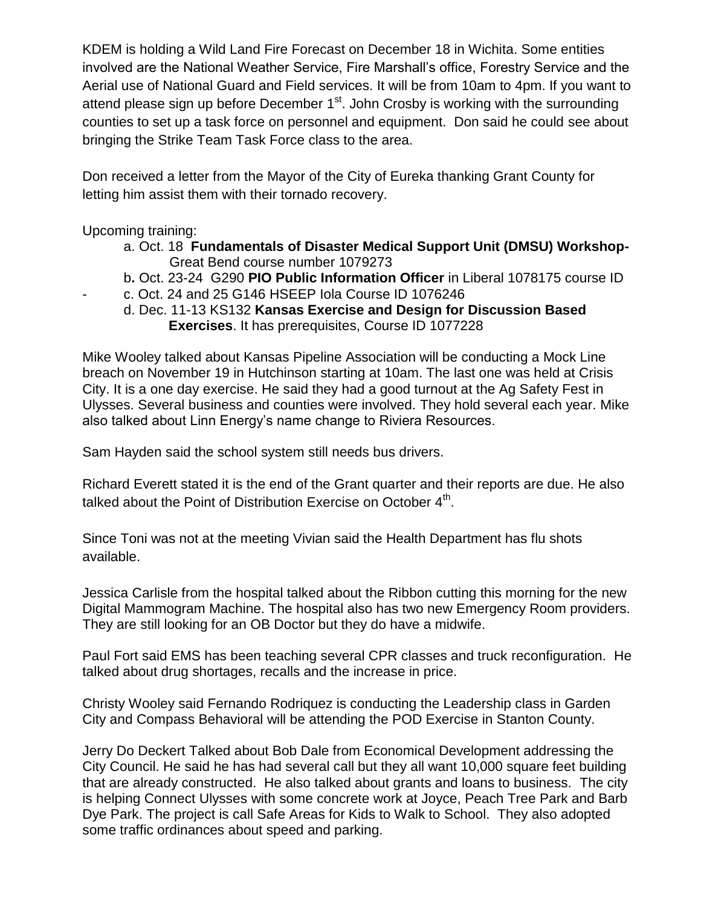KDEM is holding a Wild Land Fire Forecast on December 18 in Wichita. Some entities involved are the National Weather Service, Fire Marshall's office, Forestry Service and the Aerial use of National Guard and Field services. It will be from 10am to 4pm. If you want to attend please sign up before December 1st. John Crosby is working with the surrounding counties to set up a task force on personnel and equipment. Don said he could see about bringing the Strike Team Task Force class to the area.

Don received a letter from the Mayor of the City of Eureka thanking Grant County for letting him assist them with their tornado recovery.

Upcoming training:

a. Oct. 18 **Fundamentals of Disaster Medical Support Unit (DMSU) Workshop-** Great Bend course number 1079273

b**.** Oct. 23-24 G290 **PIO Public Information Officer** in Liberal 1078175 course ID

c. Oct. 24 and 25 G146 HSEEP Iola Course ID 1076246

d. Dec. 11-13 KS132 **Kansas Exercise and Design for Discussion Based Exercises**. It has prerequisites, Course ID 1077228

Mike Wooley talked about Kansas Pipeline Association will be conducting a Mock Line breach on November 19 in Hutchinson starting at 10am. The last one was held at Crisis City. It is a one day exercise. He said they had a good turnout at the Ag Safety Fest in Ulysses. Several business and counties were involved. They hold several each year. Mike also talked about Linn Energy's name change to Riviera Resources.

Sam Hayden said the school system still needs bus drivers.

Richard Everett stated it is the end of the Grant quarter and their reports are due. He also talked about the Point of Distribution Exercise on October 4th.

Since Toni was not at the meeting Vivian said the Health Department has flu shots available.

Jessica Carlisle from the hospital talked about the Ribbon cutting this morning for the new Digital Mammogram Machine. The hospital also has two new Emergency Room providers. They are still looking for an OB Doctor but they do have a midwife.

Paul Fort said EMS has been teaching several CPR classes and truck reconfiguration. He talked about drug shortages, recalls and the increase in price.

Christy Wooley said Fernando Rodriquez is conducting the Leadership class in Garden City and Compass Behavioral will be attending the POD Exercise in Stanton County.

Jerry Do Deckert Talked about Bob Dale from Economical Development addressing the City Council. He said he has had several call but they all want 10,000 square feet building that are already constructed. He also talked about grants and loans to business. The city is helping Connect Ulysses with some concrete work at Joyce, Peach Tree Park and Barb Dye Park. The project is call Safe Areas for Kids to Walk to School. They also adopted some traffic ordinances about speed and parking.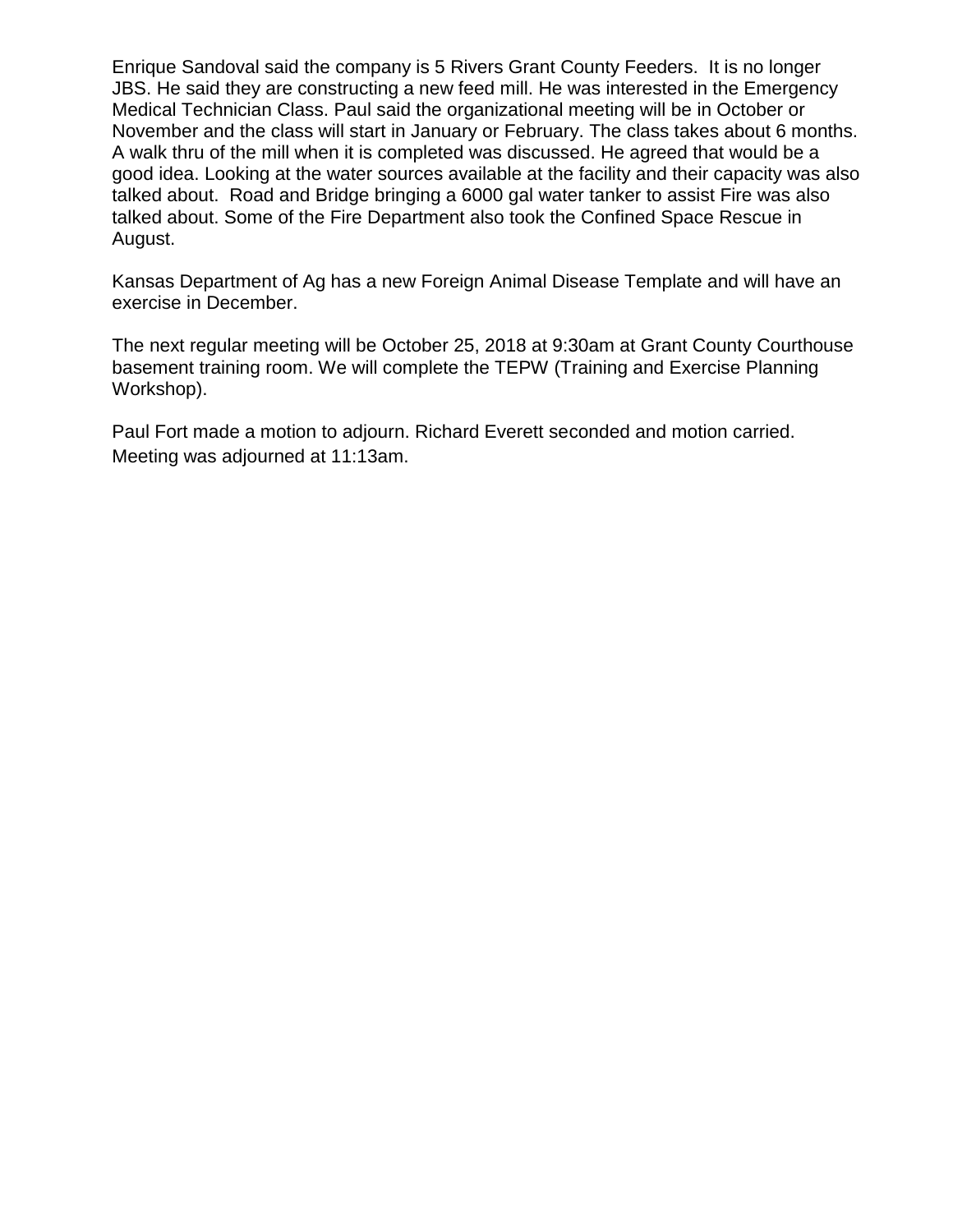Enrique Sandoval said the company is 5 Rivers Grant County Feeders. It is no longer JBS. He said they are constructing a new feed mill. He was interested in the Emergency Medical Technician Class. Paul said the organizational meeting will be in October or November and the class will start in January or February. The class takes about 6 months. A walk thru of the mill when it is completed was discussed. He agreed that would be a good idea. Looking at the water sources available at the facility and their capacity was also talked about. Road and Bridge bringing a 6000 gal water tanker to assist Fire was also talked about. Some of the Fire Department also took the Confined Space Rescue in August.

Kansas Department of Ag has a new Foreign Animal Disease Template and will have an exercise in December.

The next regular meeting will be October 25, 2018 at 9:30am at Grant County Courthouse basement training room. We will complete the TEPW (Training and Exercise Planning Workshop).

Paul Fort made a motion to adjourn. Richard Everett seconded and motion carried. Meeting was adjourned at 11:13am.